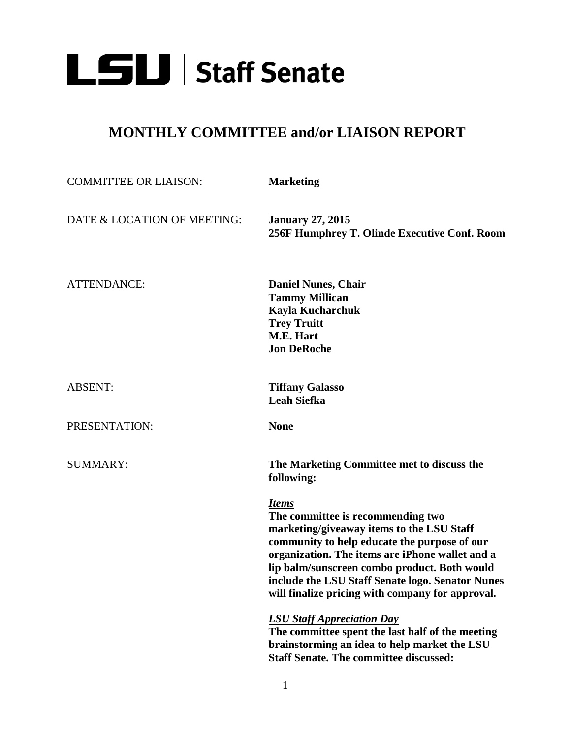# LSU | Staff Senate

## MONTHLY COMMITTEE and/or LIAISON REPORT

COMMITTEE OR LIAISON: **Marketing**

DATE & LOCATION OF MEETING: **January 27, 2015**
**256F Humphrey T. Olinde Executive Conf. Room**

ATTENDANCE:
**Daniel Nunes, Chair**
**Tammy Millican**
**Kayla Kucharchuk**
**Trey Truitt**
**M.E. Hart**
**Jon DeRoche**

ABSENT:
**Tiffany Galasso**
**Leah Siefka**

PRESENTATION: **None**

SUMMARY: **The Marketing Committee met to discuss the following:**

***Items***
**The committee is recommending two marketing/giveaway items to the LSU Staff community to help educate the purpose of our organization. The items are iPhone wallet and a lip balm/sunscreen combo product. Both would include the LSU Staff Senate logo. Senator Nunes will finalize pricing with company for approval.**

***LSU Staff Appreciation Day***
**The committee spent the last half of the meeting brainstorming an idea to help market the LSU Staff Senate. The committee discussed:**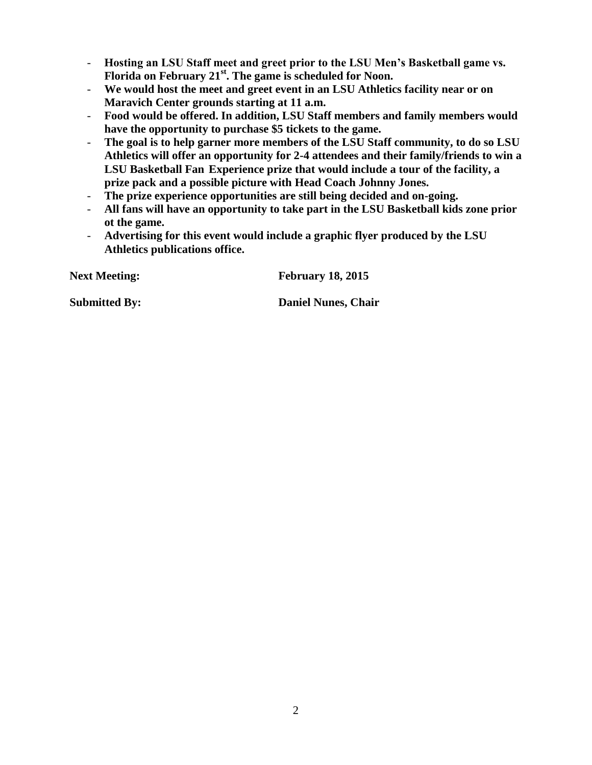- **Hosting an LSU Staff meet and greet prior to the LSU Men's Basketball game vs. Florida on February 21st. The game is scheduled for Noon.**
- **We would host the meet and greet event in an LSU Athletics facility near or on Maravich Center grounds starting at 11 a.m.**
- **Food would be offered. In addition, LSU Staff members and family members would have the opportunity to purchase $5 tickets to the game.**
- **The goal is to help garner more members of the LSU Staff community, to do so LSU Athletics will offer an opportunity for 2-4 attendees and their family/friends to win a LSU Basketball Fan Experience prize that would include a tour of the facility, a prize pack and a possible picture with Head Coach Johnny Jones.**
- **The prize experience opportunities are still being decided and on-going.**
- **All fans will have an opportunity to take part in the LSU Basketball kids zone prior ot the game.**
- **Advertising for this event would include a graphic flyer produced by the LSU Athletics publications office.**

**Next Meeting:** **February 18, 2015**

**Submitted By:** **Daniel Nunes, Chair**